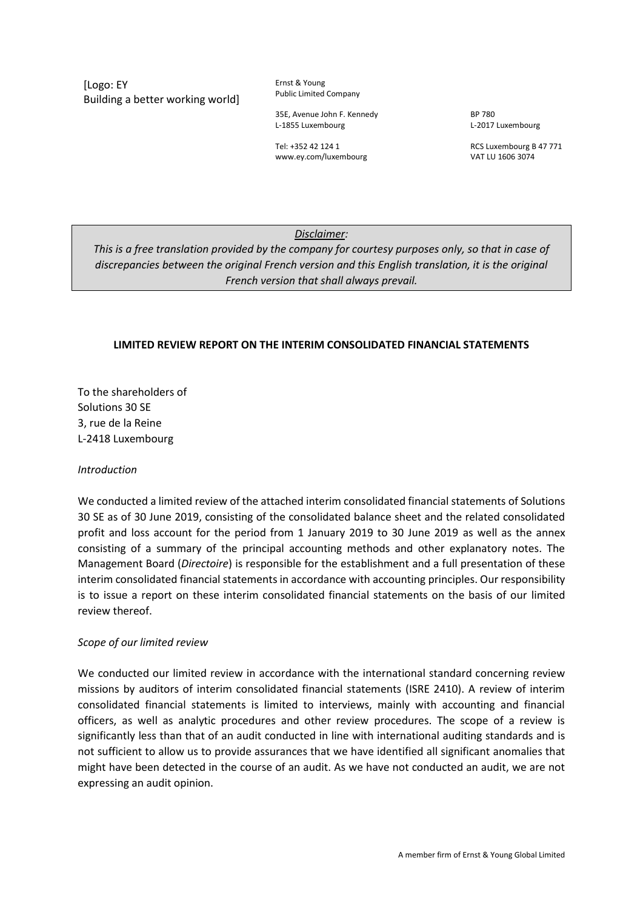[Logo: EY
Building a better working world]

Ernst & Young
Public Limited Company

35E, Avenue John F. Kennedy
L-1855 Luxembourg

BP 780
L-2017 Luxembourg

Tel: +352 42 124 1
www.ey.com/luxembourg

RCS Luxembourg B 47 771
VAT LU 1606 3074

*Disclaimer:*
*This is a free translation provided by the company for courtesy purposes only, so that in case of discrepancies between the original French version and this English translation, it is the original French version that shall always prevail.*

**LIMITED REVIEW REPORT ON THE INTERIM CONSOLIDATED FINANCIAL STATEMENTS**

To the shareholders of
Solutions 30 SE
3, rue de la Reine
L-2418 Luxembourg

*Introduction*

We conducted a limited review of the attached interim consolidated financial statements of Solutions 30 SE as of 30 June 2019, consisting of the consolidated balance sheet and the related consolidated profit and loss account for the period from 1 January 2019 to 30 June 2019 as well as the annex consisting of a summary of the principal accounting methods and other explanatory notes. The Management Board (*Directoire*) is responsible for the establishment and a full presentation of these interim consolidated financial statements in accordance with accounting principles. Our responsibility is to issue a report on these interim consolidated financial statements on the basis of our limited review thereof.

*Scope of our limited review*

We conducted our limited review in accordance with the international standard concerning review missions by auditors of interim consolidated financial statements (ISRE 2410). A review of interim consolidated financial statements is limited to interviews, mainly with accounting and financial officers, as well as analytic procedures and other review procedures. The scope of a review is significantly less than that of an audit conducted in line with international auditing standards and is not sufficient to allow us to provide assurances that we have identified all significant anomalies that might have been detected in the course of an audit. As we have not conducted an audit, we are not expressing an audit opinion.

A member firm of Ernst & Young Global Limited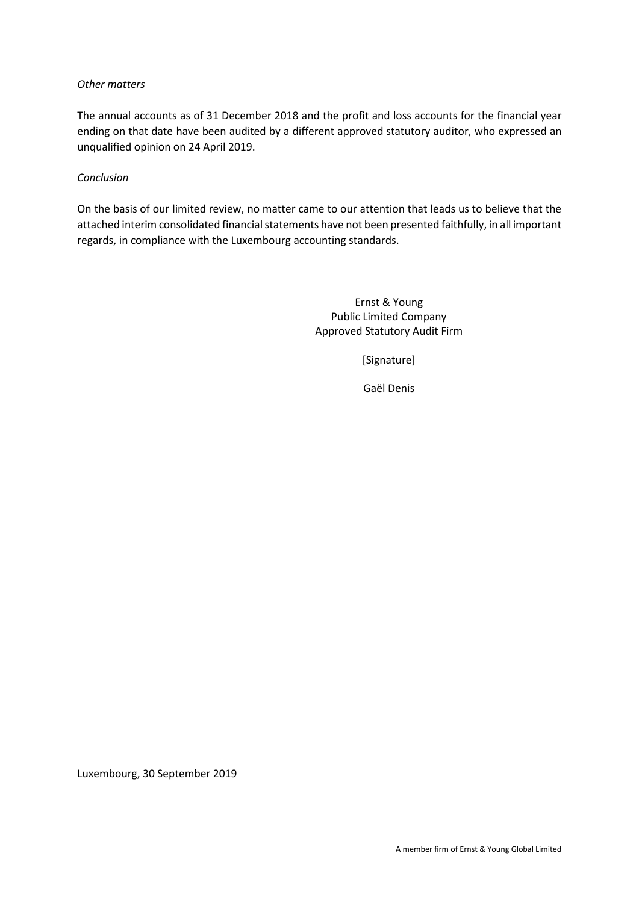*Other matters*

The annual accounts as of 31 December 2018 and the profit and loss accounts for the financial year ending on that date have been audited by a different approved statutory auditor, who expressed an unqualified opinion on 24 April 2019.

*Conclusion*

On the basis of our limited review, no matter came to our attention that leads us to believe that the attached interim consolidated financial statements have not been presented faithfully, in all important regards, in compliance with the Luxembourg accounting standards.

Ernst & Young
Public Limited Company
Approved Statutory Audit Firm

[Signature]

Gaël Denis

Luxembourg, 30 September 2019

A member firm of Ernst & Young Global Limited